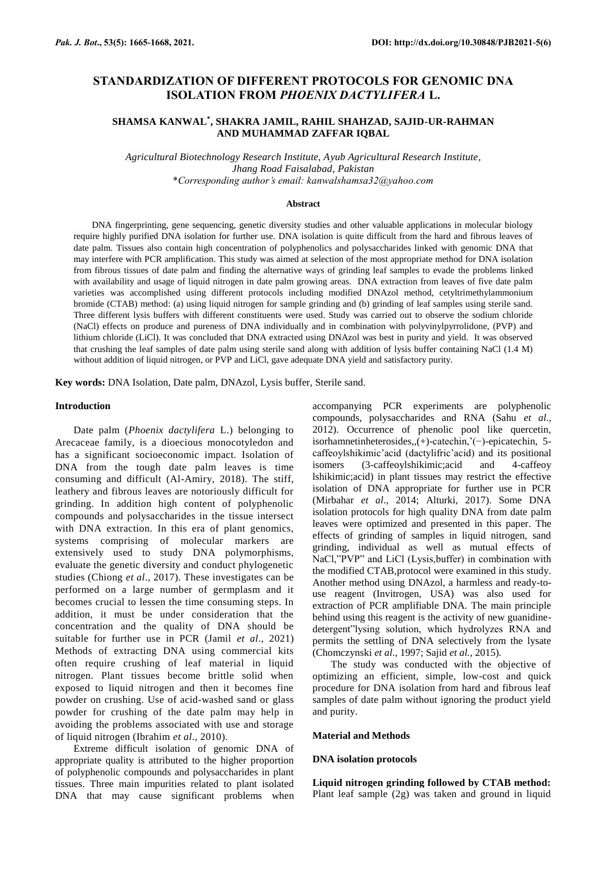# STANDARDIZATION OF DIFFERENT PROTOCOLS FOR GENOMIC DNA ISOLATION FROM *PHOENIX DACTYLIFERA* L.

**SHAMSA KANWAL[*], SHAKRA JAMIL, RAHIL SHAHZAD, SAJID-UR-RAHMAN AND MUHAMMAD ZAFFAR IQBAL**

*Agricultural Biotechnology Research Institute, Ayub Agricultural Research Institute, Jhang Road Faisalabad, Pakistan*
*\*Corresponding author's email: kanwalshamsa32@yahoo.com*

## Abstract

DNA fingerprinting, gene sequencing, genetic diversity studies and other valuable applications in molecular biology require highly purified DNA isolation for further use. DNA isolation is quite difficult from the hard and fibrous leaves of date palm. Tissues also contain high concentration of polyphenolics and polysaccharides linked with genomic DNA that may interfere with PCR amplification. This study was aimed at selection of the most appropriate method for DNA isolation from fibrous tissues of date palm and finding the alternative ways of grinding leaf samples to evade the problems linked with availability and usage of liquid nitrogen in date palm growing areas. DNA extraction from leaves of five date palm varieties was accomplished using different protocols including modified DNAzol method, cetyltrimethylammonium bromide (CTAB) method: (a) using liquid nitrogen for sample grinding and (b) grinding of leaf samples using sterile sand. Three different lysis buffers with different constituents were used. Study was carried out to observe the sodium chloride (NaCl) effects on produce and pureness of DNA individually and in combination with polyvinylpyrrolidone, (PVP) and lithium chloride (LiCl). It was concluded that DNA extracted using DNAzol was best in purity and yield. It was observed that crushing the leaf samples of date palm using sterile sand along with addition of lysis buffer containing NaCl (1.4 M) without addition of liquid nitrogen, or PVP and LiCl, gave adequate DNA yield and satisfactory purity.

**Key words:** DNA Isolation, Date palm, DNAzol, Lysis buffer, Sterile sand.

## Introduction

Date palm (*Phoenix dactylifera* L.) belonging to Arecaceae family, is a dioecious monocotyledon and has a significant socioeconomic impact. Isolation of DNA from the tough date palm leaves is time consuming and difficult (Al-Amiry, 2018). The stiff, leathery and fibrous leaves are notoriously difficult for grinding. In addition high content of polyphenolic compounds and polysaccharides in the tissue intersect with DNA extraction. In this era of plant genomics, systems comprising of molecular markers are extensively used to study DNA polymorphisms, evaluate the genetic diversity and conduct phylogenetic studies (Chiong *et al*., 2017). These investigates can be performed on a large number of germplasm and it becomes crucial to lessen the time consuming steps. In addition, it must be under consideration that the concentration and the quality of DNA should be suitable for further use in PCR (Jamil *et al*., 2021) Methods of extracting DNA using commercial kits often require crushing of leaf material in liquid nitrogen. Plant tissues become brittle solid when exposed to liquid nitrogen and then it becomes fine powder on crushing. Use of acid-washed sand or glass powder for crushing of the date palm may help in avoiding the problems associated with use and storage of liquid nitrogen (Ibrahim *et al*., 2010).

Extreme difficult isolation of genomic DNA of appropriate quality is attributed to the higher proportion of polyphenolic compounds and polysaccharides in plant tissues. Three main impurities related to plant isolated DNA that may cause significant problems when accompanying PCR experiments are polyphenolic compounds, polysaccharides and RNA (Sahu *et al*., 2012). Occurrence of phenolic pool like quercetin, isorhamnetinheterosides,,(+)-catechin,'(−)-epicatechin, 5-caffeoylshikimic'acid (dactylifric'acid) and its positional isomers (3-caffeoylshikimic;acid and 4-caffeoy lshikimic;acid) in plant tissues may restrict the effective isolation of DNA appropriate for further use in PCR (Mirbahar *et al*., 2014; Alturki, 2017). Some DNA isolation protocols for high quality DNA from date palm leaves were optimized and presented in this paper. The effects of grinding of samples in liquid nitrogen, sand grinding, individual as well as mutual effects of NaCl,"PVP" and LiCl (Lysis,buffer) in combination with the modified CTAB,protocol were examined in this study. Another method using DNAzol, a harmless and ready-to-use reagent (Invitrogen, USA) was also used for extraction of PCR amplifiable DNA. The main principle behind using this reagent is the activity of new guanidine-detergent"lysing solution, which hydrolyzes RNA and permits the settling of DNA selectively from the lysate (Chomczynski *et al*., 1997; Sajid *et al*., 2015).

The study was conducted with the objective of optimizing an efficient, simple, low-cost and quick procedure for DNA isolation from hard and fibrous leaf samples of date palm without ignoring the product yield and purity.

## Material and Methods

### DNA isolation protocols

**Liquid nitrogen grinding followed by CTAB method:** Plant leaf sample (2g) was taken and ground in liquid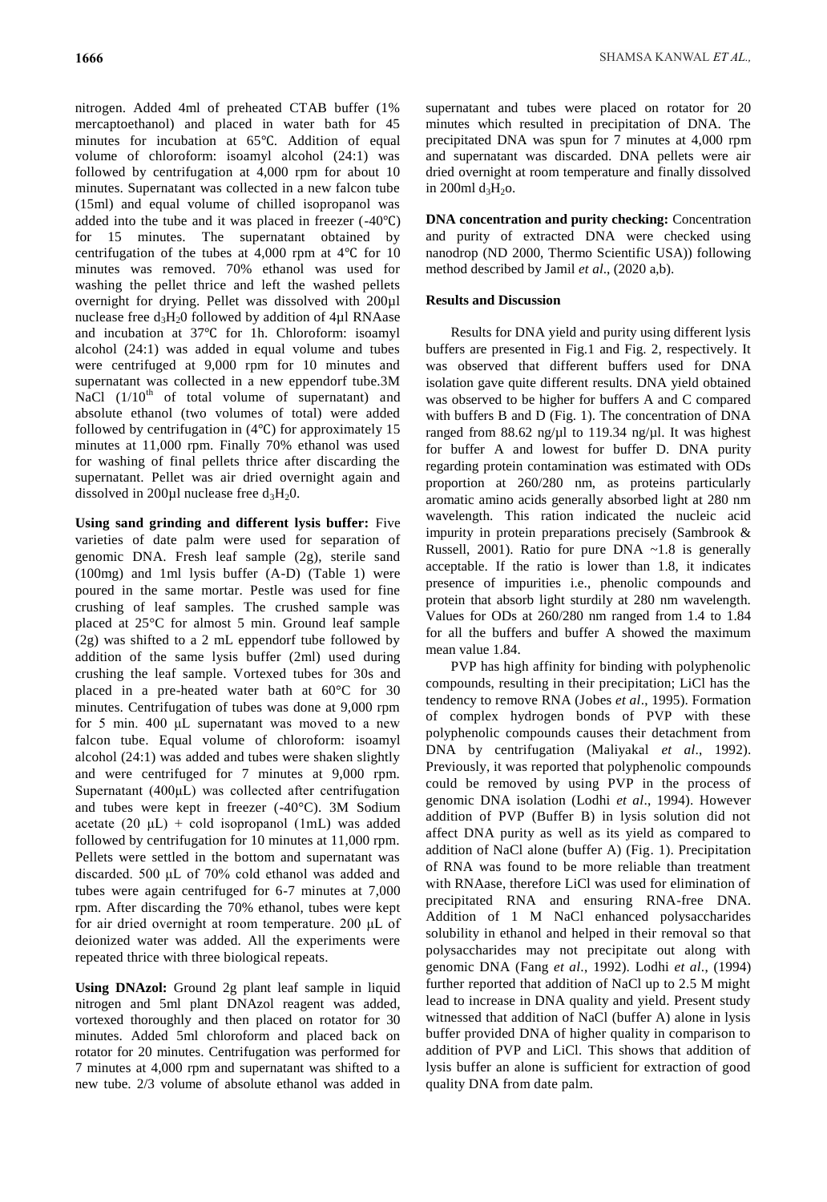nitrogen. Added 4ml of preheated CTAB buffer (1% mercaptoethanol) and placed in water bath for 45 minutes for incubation at 65℃. Addition of equal volume of chloroform: isoamyl alcohol (24:1) was followed by centrifugation at 4,000 rpm for about 10 minutes. Supernatant was collected in a new falcon tube (15ml) and equal volume of chilled isopropanol was added into the tube and it was placed in freezer (-40℃) for 15 minutes. The supernatant obtained by centrifugation of the tubes at 4,000 rpm at 4℃ for 10 minutes was removed. 70% ethanol was used for washing the pellet thrice and left the washed pellets overnight for drying. Pellet was dissolved with 200µl nuclease free $d_3H_20$ followed by addition of 4µl RNAase and incubation at 37℃ for 1h. Chloroform: isoamyl alcohol (24:1) was added in equal volume and tubes were centrifuged at 9,000 rpm for 10 minutes and supernatant was collected in a new eppendorf tube.3M NaCl ($1/10^{th}$ of total volume of supernatant) and absolute ethanol (two volumes of total) were added followed by centrifugation in (4℃) for approximately 15 minutes at 11,000 rpm. Finally 70% ethanol was used for washing of final pellets thrice after discarding the supernatant. Pellet was air dried overnight again and dissolved in 200µl nuclease free $d_3H_20$.

**Using sand grinding and different lysis buffer:** Five varieties of date palm were used for separation of genomic DNA. Fresh leaf sample (2g), sterile sand (100mg) and 1ml lysis buffer (A-D) (Table 1) were poured in the same mortar. Pestle was used for fine crushing of leaf samples. The crushed sample was placed at 25°C for almost 5 min. Ground leaf sample (2g) was shifted to a 2 mL eppendorf tube followed by addition of the same lysis buffer (2ml) used during crushing the leaf sample. Vortexed tubes for 30s and placed in a pre-heated water bath at 60°C for 30 minutes. Centrifugation of tubes was done at 9,000 rpm for 5 min. 400 µL supernatant was moved to a new falcon tube. Equal volume of chloroform: isoamyl alcohol (24:1) was added and tubes were shaken slightly and were centrifuged for 7 minutes at 9,000 rpm. Supernatant (400µL) was collected after centrifugation and tubes were kept in freezer (-40°C). 3M Sodium acetate (20 µL) + cold isopropanol (1mL) was added followed by centrifugation for 10 minutes at 11,000 rpm. Pellets were settled in the bottom and supernatant was discarded. 500 µL of 70% cold ethanol was added and tubes were again centrifuged for 6-7 minutes at 7,000 rpm. After discarding the 70% ethanol, tubes were kept for air dried overnight at room temperature. 200 µL of deionized water was added. All the experiments were repeated thrice with three biological repeats.

**Using DNAzol:** Ground 2g plant leaf sample in liquid nitrogen and 5ml plant DNAzol reagent was added, vortexed thoroughly and then placed on rotator for 30 minutes. Added 5ml chloroform and placed back on rotator for 20 minutes. Centrifugation was performed for 7 minutes at 4,000 rpm and supernatant was shifted to a new tube. 2/3 volume of absolute ethanol was added in supernatant and tubes were placed on rotator for 20 minutes which resulted in precipitation of DNA. The precipitated DNA was spun for 7 minutes at 4,000 rpm and supernatant was discarded. DNA pellets were air dried overnight at room temperature and finally dissolved in 200ml $d_3H_2o$.

**DNA concentration and purity checking:** Concentration and purity of extracted DNA were checked using nanodrop (ND 2000, Thermo Scientific USA)) following method described by Jamil *et al*., (2020 a,b).

## Results and Discussion

Results for DNA yield and purity using different lysis buffers are presented in Fig.1 and Fig. 2, respectively. It was observed that different buffers used for DNA isolation gave quite different results. DNA yield obtained was observed to be higher for buffers A and C compared with buffers B and D (Fig. 1). The concentration of DNA ranged from 88.62 ng/µl to 119.34 ng/µl. It was highest for buffer A and lowest for buffer D. DNA purity regarding protein contamination was estimated with ODs proportion at 260/280 nm, as proteins particularly aromatic amino acids generally absorbed light at 280 nm wavelength. This ration indicated the nucleic acid impurity in protein preparations precisely (Sambrook & Russell, 2001). Ratio for pure DNA ~1.8 is generally acceptable. If the ratio is lower than 1.8, it indicates presence of impurities i.e., phenolic compounds and protein that absorb light sturdily at 280 nm wavelength. Values for ODs at 260/280 nm ranged from 1.4 to 1.84 for all the buffers and buffer A showed the maximum mean value 1.84.

PVP has high affinity for binding with polyphenolic compounds, resulting in their precipitation; LiCl has the tendency to remove RNA (Jobes *et al*., 1995). Formation of complex hydrogen bonds of PVP with these polyphenolic compounds causes their detachment from DNA by centrifugation (Maliyakal *et al*., 1992). Previously, it was reported that polyphenolic compounds could be removed by using PVP in the process of genomic DNA isolation (Lodhi *et al*., 1994). However addition of PVP (Buffer B) in lysis solution did not affect DNA purity as well as its yield as compared to addition of NaCl alone (buffer A) (Fig. 1). Precipitation of RNA was found to be more reliable than treatment with RNAase, therefore LiCl was used for elimination of precipitated RNA and ensuring RNA-free DNA. Addition of 1 M NaCl enhanced polysaccharides solubility in ethanol and helped in their removal so that polysaccharides may not precipitate out along with genomic DNA (Fang *et al*., 1992). Lodhi *et al*., (1994) further reported that addition of NaCl up to 2.5 M might lead to increase in DNA quality and yield. Present study witnessed that addition of NaCl (buffer A) alone in lysis buffer provided DNA of higher quality in comparison to addition of PVP and LiCl. This shows that addition of lysis buffer an alone is sufficient for extraction of good quality DNA from date palm.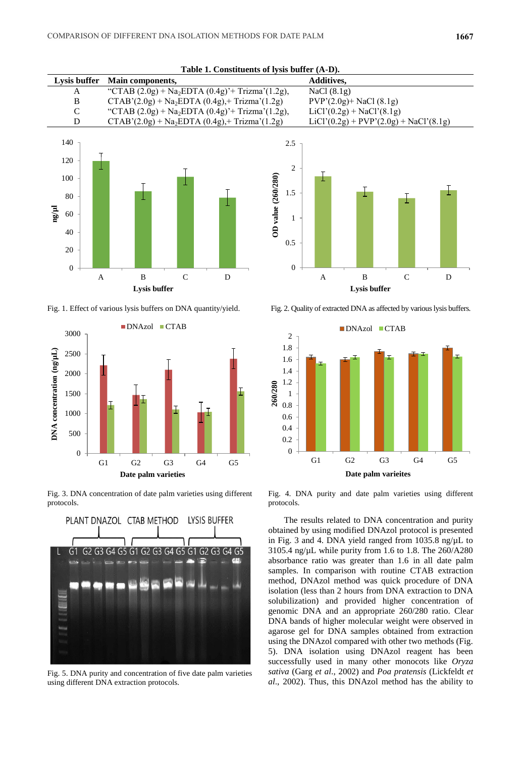**Table 1. Constituents of lysis buffer (A-D).**

| Lysis buffer | Main components, | Additives, |
|---|---|---|
| A | "CTAB (2.0g) + $Na_2EDTA$ (0.4g)'+ Trizma'(1.2g), | NaCl (8.1g) |
| B | CTAB'(2.0g) + $Na_2EDTA$ (0.4g),+ Trizma'(1.2g) | PVP'(2.0g)+ NaCl (8.1g) |
| C | "CTAB (2.0g) + $Na_2EDTA$ (0.4g)'+ Trizma'(1.2g), | LiCl'(0.2g) + NaCl'(8.1g) |
| D | CTAB'(2.0g) + $Na_2EDTA$ (0.4g),+ Trizma'(1.2g) | LiCl'(0.2g) + PVP'(2.0g) + NaCl'(8.1g) |

Fig. 1. Effect of various lysis buffers on DNA quantity/yield.

Fig. 2. Quality of extracted DNA as affected by various lysis buffers.

Fig. 3. DNA concentration of date palm varieties using different protocols.

Fig. 4. DNA purity and date palm varieties using different protocols.

Fig. 5. DNA purity and concentration of five date palm varieties using different DNA extraction protocols.

The results related to DNA concentration and purity obtained by using modified DNAzol protocol is presented in Fig. 3 and 4. DNA yield ranged from 1035.8 ng/µL to 3105.4 ng/µL while purity from 1.6 to 1.8. The 260/A280 absorbance ratio was greater than 1.6 in all date palm samples. In comparison with routine CTAB extraction method, DNAzol method was quick procedure of DNA isolation (less than 2 hours from DNA extraction to DNA solubilization) and provided higher concentration of genomic DNA and an appropriate 260/280 ratio. Clear DNA bands of higher molecular weight were observed in agarose gel for DNA samples obtained from extraction using the DNAzol compared with other two methods (Fig. 5). DNA isolation using DNAzol reagent has been successfully used in many other monocots like *Oryza sativa* (Garg *et al.*, 2002) and *Poa pratensis* (Lickfeldt *et al.*, 2002). Thus, this DNAzol method has the ability to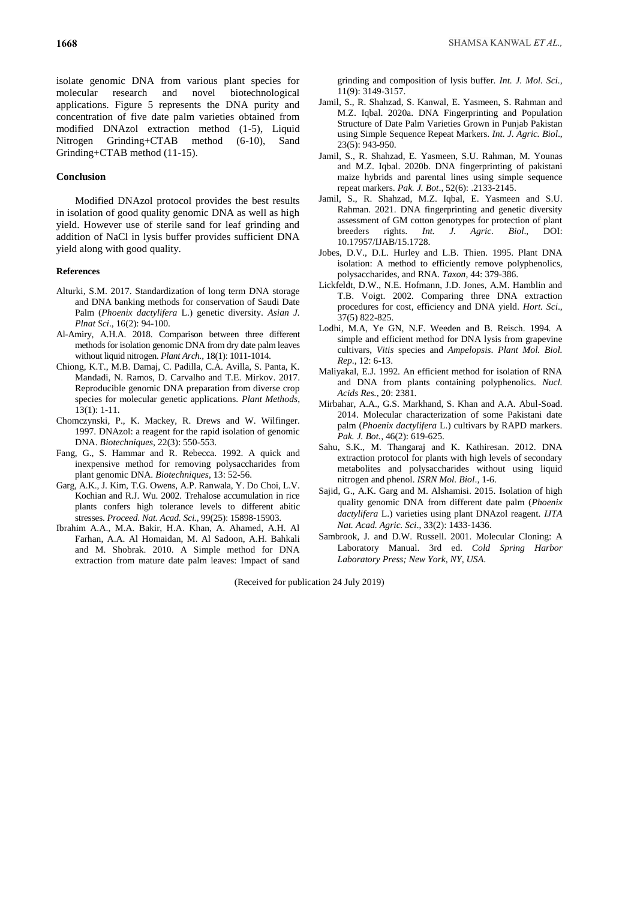isolate genomic DNA from various plant species for molecular research and novel biotechnological applications. Figure 5 represents the DNA purity and concentration of five date palm varieties obtained from modified DNAzol extraction method (1-5), Liquid Nitrogen Grinding+CTAB method (6-10), Sand Grinding+CTAB method (11-15).

## Conclusion

Modified DNAzol protocol provides the best results in isolation of good quality genomic DNA as well as high yield. However use of sterile sand for leaf grinding and addition of NaCl in lysis buffer provides sufficient DNA yield along with good quality.

## References

- Alturki, S.M. 2017. Standardization of long term DNA storage and DNA banking methods for conservation of Saudi Date Palm (*Phoenix dactylifera* L.) genetic diversity. *Asian J. Plnat Sci*., 16(2): 94-100.
- Al-Amiry, A.H.A. 2018. Comparison between three different methods for isolation genomic DNA from dry date palm leaves without liquid nitrogen. *Plant Arch*., 18(1): 1011-1014.
- Chiong, K.T., M.B. Damaj, C. Padilla, C.A. Avilla, S. Panta, K. Mandadi, N. Ramos, D. Carvalho and T.E. Mirkov. 2017. Reproducible genomic DNA preparation from diverse crop species for molecular genetic applications. *Plant Methods*, 13(1): 1-11.
- Chomczynski, P., K. Mackey, R. Drews and W. Wilfinger. 1997. DNAzol: a reagent for the rapid isolation of genomic DNA. *Biotechniques*, 22(3): 550-553.
- Fang, G., S. Hammar and R. Rebecca. 1992. A quick and inexpensive method for removing polysaccharides from plant genomic DNA. *Biotechniques*, 13: 52-56.
- Garg, A.K., J. Kim, T.G. Owens, A.P. Ranwala, Y. Do Choi, L.V. Kochian and R.J. Wu. 2002. Trehalose accumulation in rice plants confers high tolerance levels to different abitic stresses. *Proceed. Nat. Acad. Sci.*, 99(25): 15898-15903.
- Ibrahim A.A., M.A. Bakir, H.A. Khan, A. Ahamed, A.H. Al Farhan, A.A. Al Homaidan, M. Al Sadoon, A.H. Bahkali and M. Shobrak. 2010. A Simple method for DNA extraction from mature date palm leaves: Impact of sand grinding and composition of lysis buffer. *Int. J. Mol. Sci.*, 11(9): 3149-3157.
- Jamil, S., R. Shahzad, S. Kanwal, E. Yasmeen, S. Rahman and M.Z. Iqbal. 2020a. DNA Fingerprinting and Population Structure of Date Palm Varieties Grown in Punjab Pakistan using Simple Sequence Repeat Markers. *Int. J. Agric. Biol*., 23(5): 943-950.
- Jamil, S., R. Shahzad, E. Yasmeen, S.U. Rahman, M. Younas and M.Z. Iqbal. 2020b. DNA fingerprinting of pakistani maize hybrids and parental lines using simple sequence repeat markers. *Pak. J. Bot*., 52(6): .2133-2145.
- Jamil, S., R. Shahzad, M.Z. Iqbal, E. Yasmeen and S.U. Rahman. 2021. DNA fingerprinting and genetic diversity assessment of GM cotton genotypes for protection of plant breeders rights. *Int. J. Agric. Biol*., DOI: 10.17957/IJAB/15.1728.
- Jobes, D.V., D.L. Hurley and L.B. Thien. 1995. Plant DNA isolation: A method to efficiently remove polyphenolics, polysaccharides, and RNA. *Taxon*, 44: 379-386.
- Lickfeldt, D.W., N.E. Hofmann, J.D. Jones, A.M. Hamblin and T.B. Voigt. 2002. Comparing three DNA extraction procedures for cost, efficiency and DNA yield. *Hort. Sci*., 37(5) 822-825.
- Lodhi, M.A, Ye GN, N.F. Weeden and B. Reisch. 1994. A simple and efficient method for DNA lysis from grapevine cultivars, *Vitis* species and *Ampelopsis*. *Plant Mol. Biol. Rep.*, 12: 6-13.
- Maliyakal, E.J. 1992. An efficient method for isolation of RNA and DNA from plants containing polyphenolics. *Nucl. Acids Res.*, 20: 2381.
- Mirbahar, A.A., G.S. Markhand, S. Khan and A.A. Abul-Soad. 2014. Molecular characterization of some Pakistani date palm (*Phoenix dactylifera* L.) cultivars by RAPD markers. *Pak. J. Bot.*, 46(2): 619-625.
- Sahu, S.K., M. Thangaraj and K. Kathiresan. 2012. DNA extraction protocol for plants with high levels of secondary metabolites and polysaccharides without using liquid nitrogen and phenol. *ISRN Mol. Biol*., 1-6.
- Sajid, G., A.K. Garg and M. Alshamisi. 2015. Isolation of high quality genomic DNA from different date palm (*Phoenix dactylifera* L.) varieties using plant DNAzol reagent. *IJTA Nat. Acad. Agric. Sci*., 33(2): 1433-1436.
- Sambrook, J. and D.W. Russell. 2001. Molecular Cloning: A Laboratory Manual. 3rd ed. *Cold Spring Harbor Laboratory Press; New York, NY, USA*.

(Received for publication 24 July 2019)